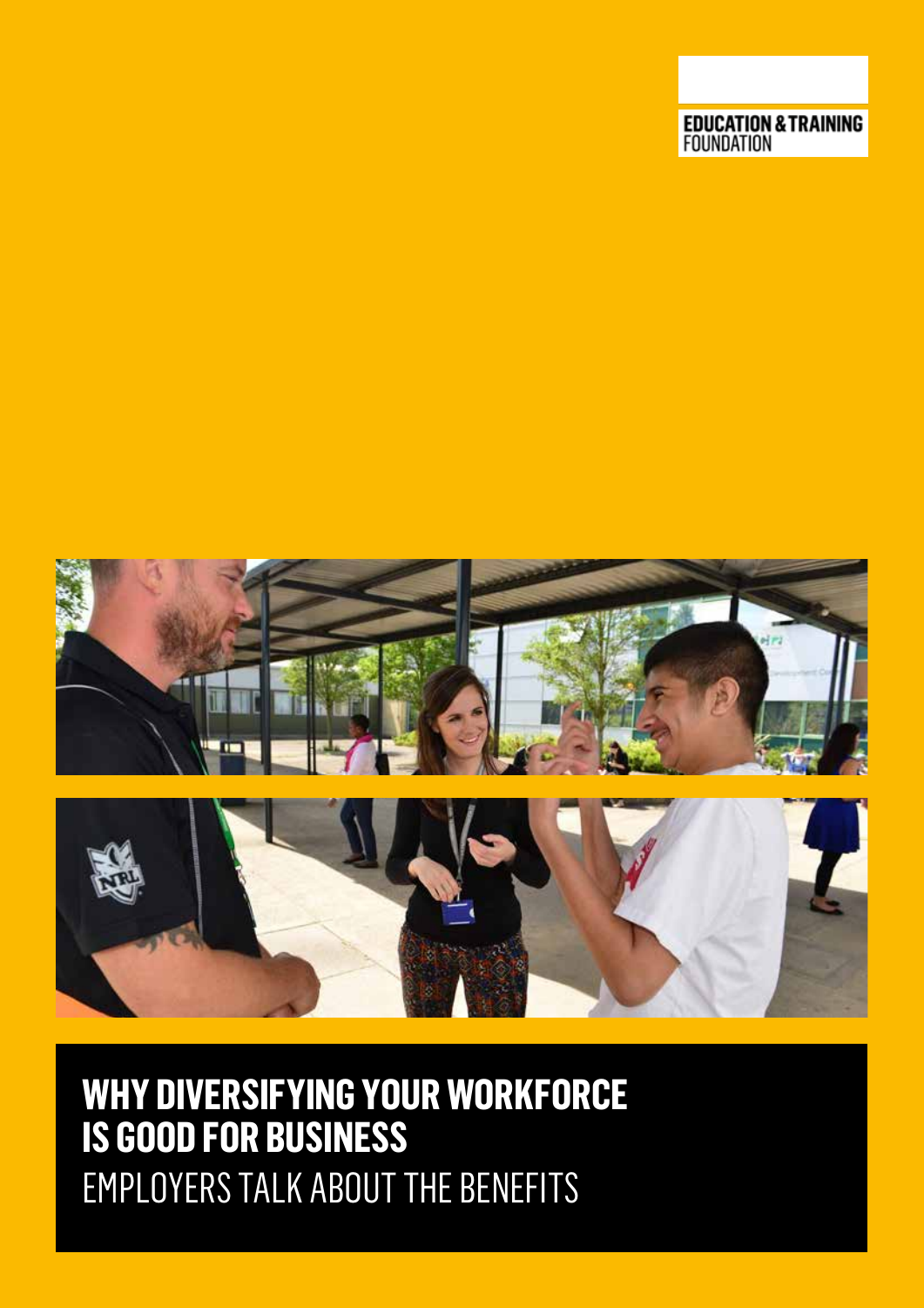EDUCATION & TRAINING FOUNDATION

# WHY DIVERSIFYING YOUR WORKFORCE IS GOOD FOR BUSINESS

EMPLOYERS TALK ABOUT THE BENEFITS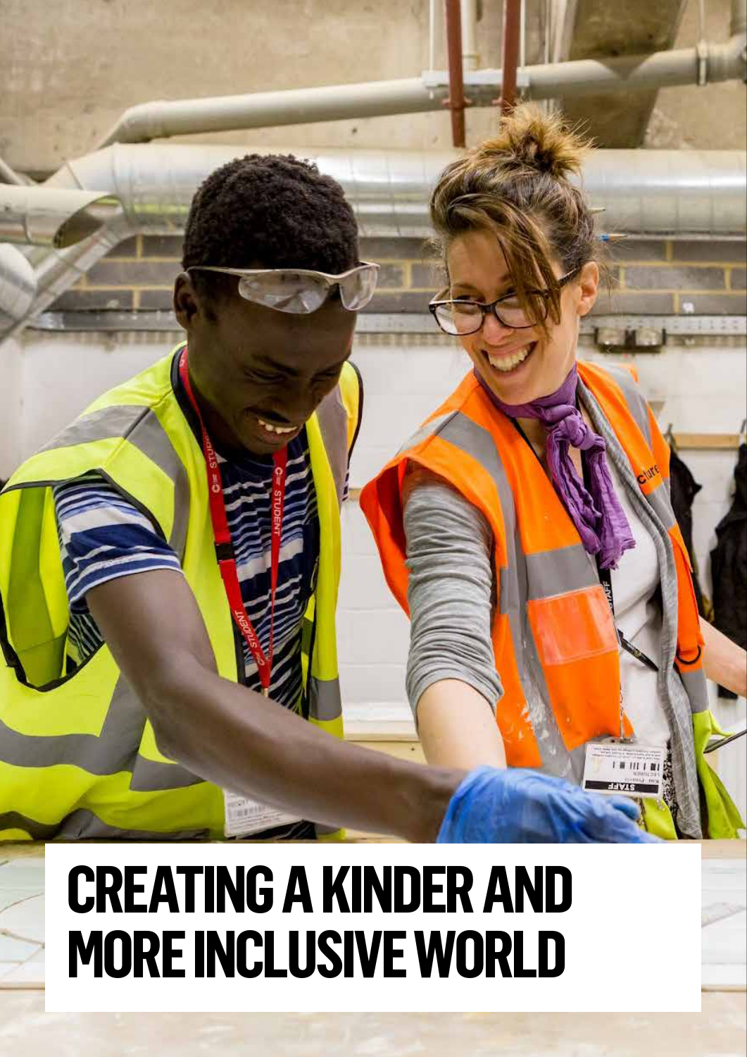# CREATING A KINDER AND MORE INCLUSIVE WORLD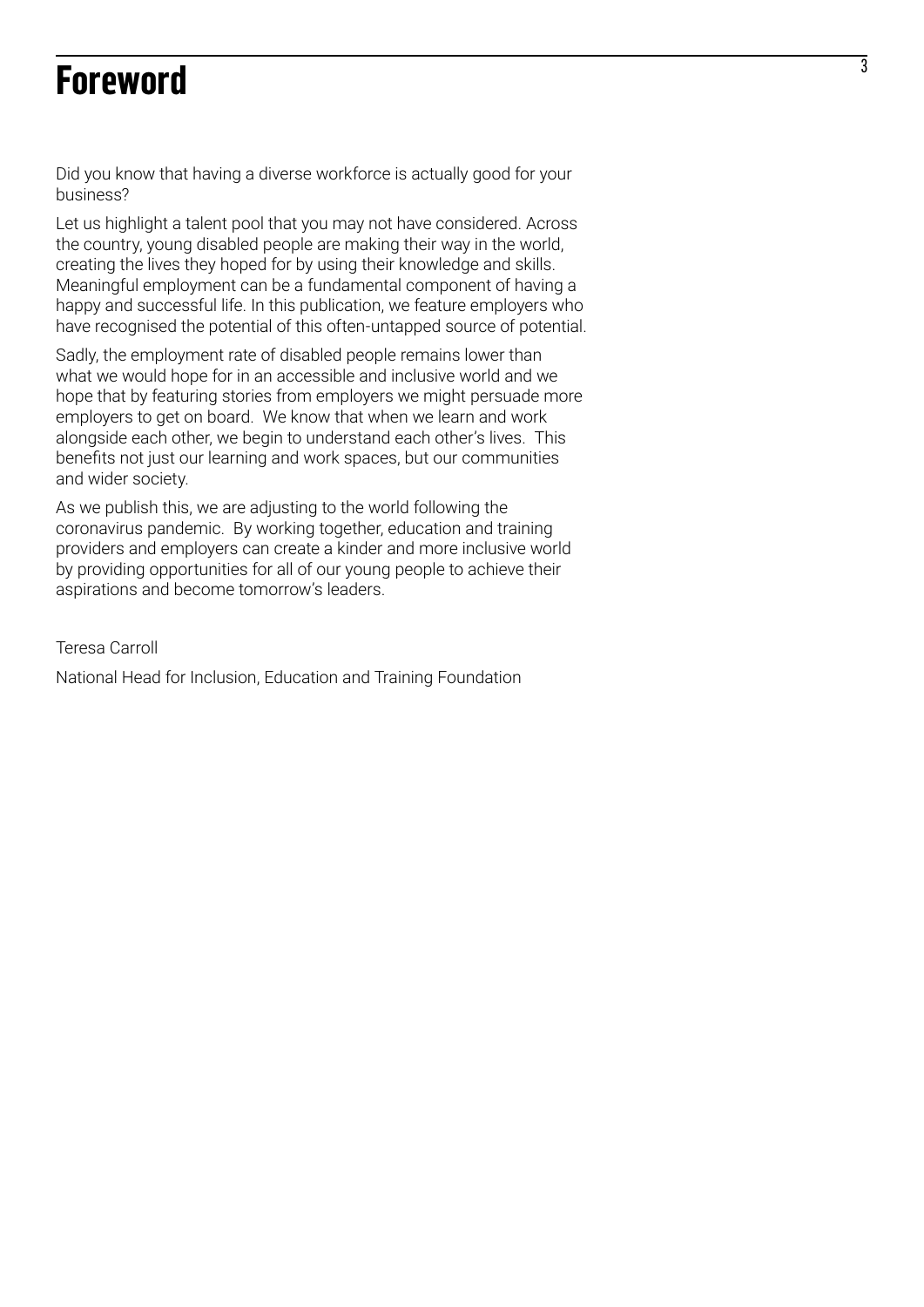# Foreword

Did you know that having a diverse workforce is actually good for your business?

Let us highlight a talent pool that you may not have considered. Across the country, young disabled people are making their way in the world, creating the lives they hoped for by using their knowledge and skills. Meaningful employment can be a fundamental component of having a happy and successful life. In this publication, we feature employers who have recognised the potential of this often-untapped source of potential.

Sadly, the employment rate of disabled people remains lower than what we would hope for in an accessible and inclusive world and we hope that by featuring stories from employers we might persuade more employers to get on board. We know that when we learn and work alongside each other, we begin to understand each other's lives. This benefits not just our learning and work spaces, but our communities and wider society.

As we publish this, we are adjusting to the world following the coronavirus pandemic. By working together, education and training providers and employers can create a kinder and more inclusive world by providing opportunities for all of our young people to achieve their aspirations and become tomorrow's leaders.

Teresa Carroll

National Head for Inclusion, Education and Training Foundation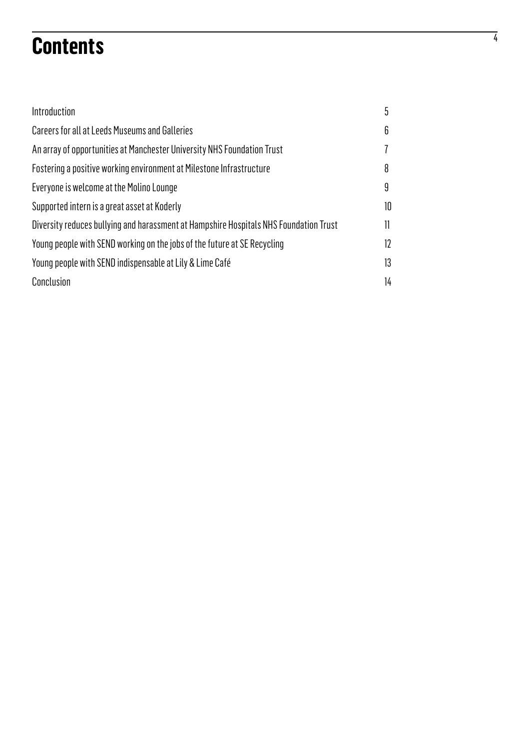# Contents

| | |
|---|---|
| Introduction | 5 |
| Careers for all at Leeds Museums and Galleries | 6 |
| An array of opportunities at Manchester University NHS Foundation Trust | 7 |
| Fostering a positive working environment at Milestone Infrastructure | 8 |
| Everyone is welcome at the Molino Lounge | 9 |
| Supported intern is a great asset at Koderly | 10 |
| Diversity reduces bullying and harassment at Hampshire Hospitals NHS Foundation Trust | 11 |
| Young people with SEND working on the jobs of the future at SE Recycling | 12 |
| Young people with SEND indispensable at Lily & Lime Café | 13 |
| Conclusion | 14 |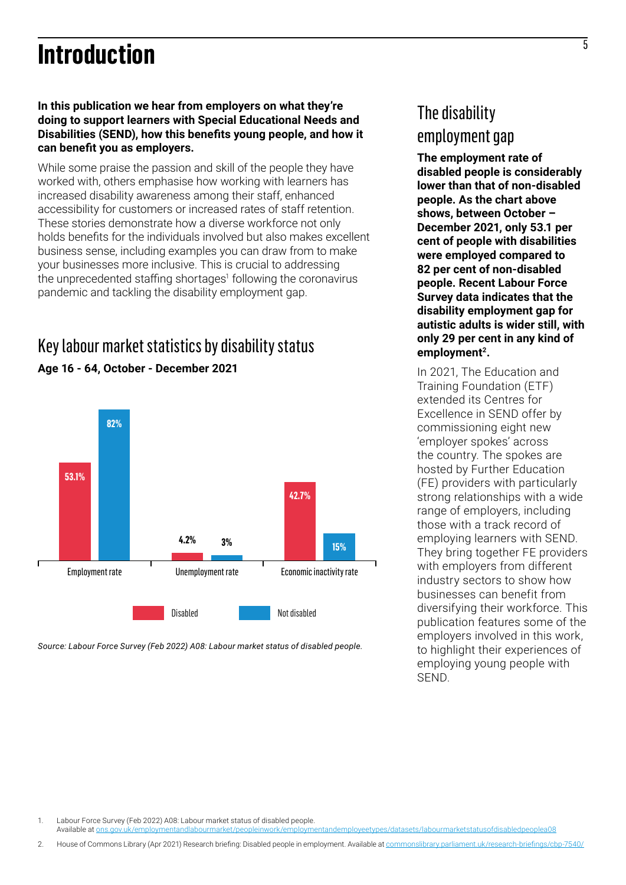# Introduction

**In this publication we hear from employers on what they're doing to support learners with Special Educational Needs and Disabilities (SEND), how this benefits young people, and how it can benefit you as employers.**

While some praise the passion and skill of the people they have worked with, others emphasise how working with learners has increased disability awareness among their staff, enhanced accessibility for customers or increased rates of staff retention. These stories demonstrate how a diverse workforce not only holds benefits for the individuals involved but also makes excellent business sense, including examples you can draw from to make your businesses more inclusive. This is crucial to addressing the unprecedented staffing shortages[1] following the coronavirus pandemic and tackling the disability employment gap.

## Key labour market statistics by disability status

**Age 16 - 64, October - December 2021**

53.1%
82%
4.2%
3%
42.7%
15%

Employment rate
Unemployment rate
Economic inactivity rate

Disabled
Not disabled

*Source: Labour Force Survey (Feb 2022) A08: Labour market status of disabled people.*

## The disability employment gap

**The employment rate of disabled people is considerably lower than that of non-disabled people. As the chart above shows, between October – December 2021, only 53.1 per cent of people with disabilities were employed compared to 82 per cent of non-disabled people. Recent Labour Force Survey data indicates that the disability employment gap for autistic adults is wider still, with only 29 per cent in any kind of employment[2].**

In 2021, The Education and Training Foundation (ETF) extended its Centres for Excellence in SEND offer by commissioning eight new 'employer spokes' across the country. The spokes are hosted by Further Education (FE) providers with particularly strong relationships with a wide range of employers, including those with a track record of employing learners with SEND. They bring together FE providers with employers from different industry sectors to show how businesses can benefit from diversifying their workforce. This publication features some of the employers involved in this work, to highlight their experiences of employing young people with SEND.

1. Labour Force Survey (Feb 2022) A08: Labour market status of disabled people. Available at ons.gov.uk/employmentandlabourmarket/peopleinwork/employmentandemployeetypes/datasets/labourmarketstatusofdisabledpeoplea08
2. House of Commons Library (Apr 2021) Research briefing: Disabled people in employment. Available at commonslibrary.parliament.uk/research-briefings/cbp-7540/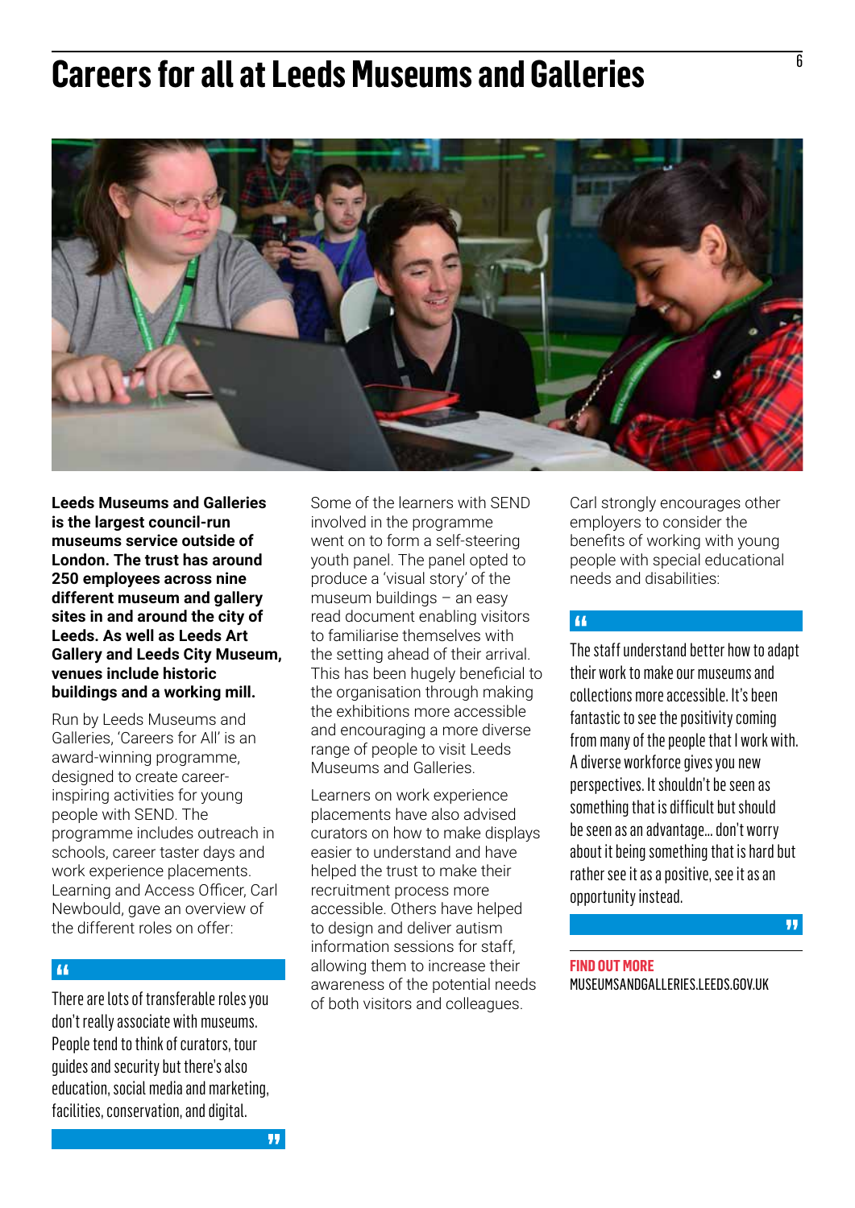# Careers for all at Leeds Museums and Galleries

**Leeds Museums and Galleries is the largest council-run museums service outside of London. The trust has around 250 employees across nine different museum and gallery sites in and around the city of Leeds. As well as Leeds Art Gallery and Leeds City Museum, venues include historic buildings and a working mill.**

Run by Leeds Museums and Galleries, 'Careers for All' is an award-winning programme, designed to create career-inspiring activities for young people with SEND. The programme includes outreach in schools, career taster days and work experience placements. Learning and Access Officer, Carl Newbould, gave an overview of the different roles on offer:

> There are lots of transferable roles you don't really associate with museums. People tend to think of curators, tour guides and security but there's also education, social media and marketing, facilities, conservation, and digital.

Some of the learners with SEND involved in the programme went on to form a self-steering youth panel. The panel opted to produce a 'visual story' of the museum buildings – an easy read document enabling visitors to familiarise themselves with the setting ahead of their arrival. This has been hugely beneficial to the organisation through making the exhibitions more accessible and encouraging a more diverse range of people to visit Leeds Museums and Galleries.

Learners on work experience placements have also advised curators on how to make displays easier to understand and have helped the trust to make their recruitment process more accessible. Others have helped to design and deliver autism information sessions for staff, allowing them to increase their awareness of the potential needs of both visitors and colleagues.

Carl strongly encourages other employers to consider the benefits of working with young people with special educational needs and disabilities:

> The staff understand better how to adapt their work to make our museums and collections more accessible. It's been fantastic to see the positivity coming from many of the people that I work with. A diverse workforce gives you new perspectives. It shouldn't be seen as something that is difficult but should be seen as an advantage... don't worry about it being something that is hard but rather see it as a positive, see it as an opportunity instead.

**FIND OUT MORE**
MUSEUMSANDGALLERIES.LEEDS.GOV.UK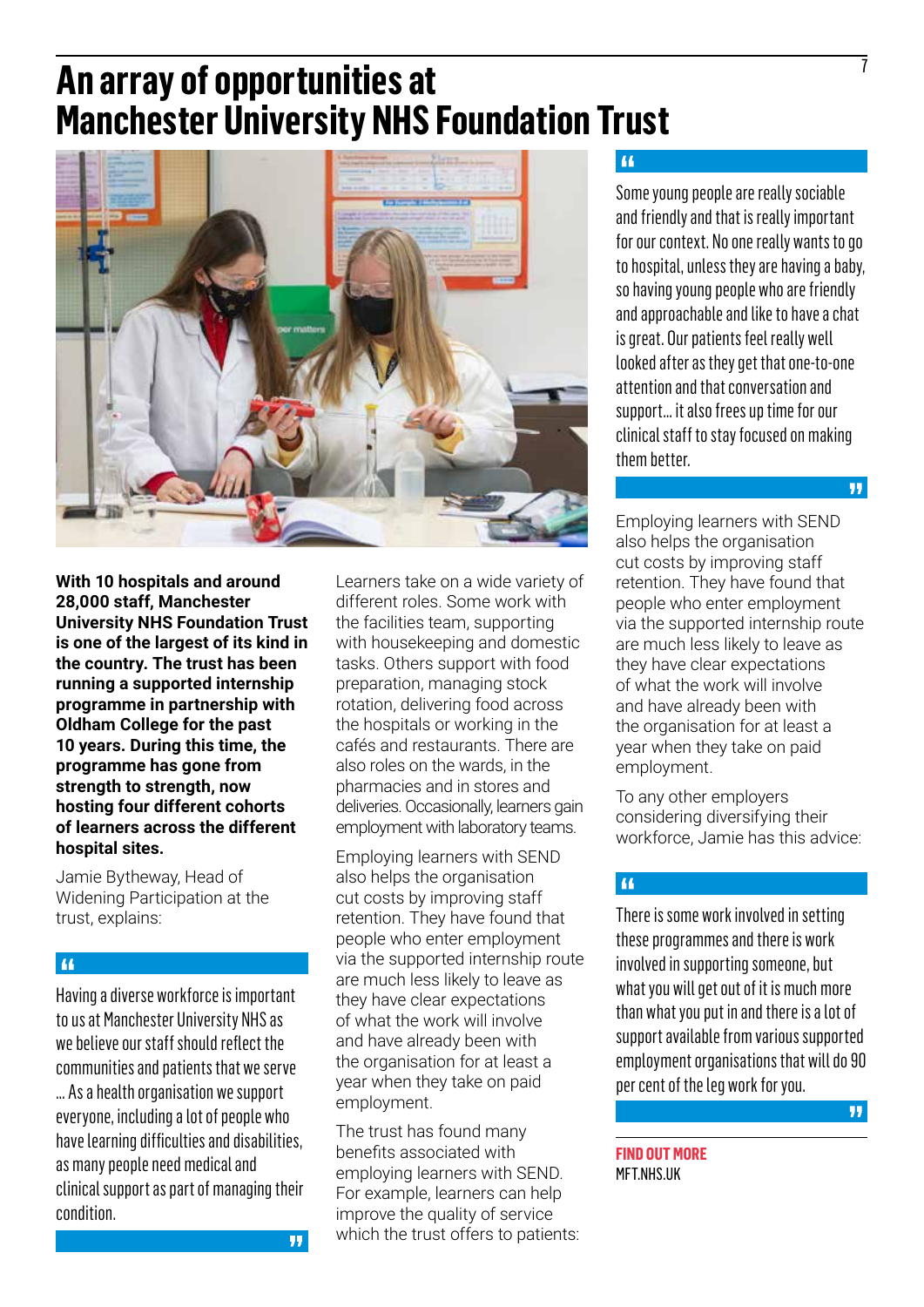# An array of opportunities at Manchester University NHS Foundation Trust

**With 10 hospitals and around 28,000 staff, Manchester University NHS Foundation Trust is one of the largest of its kind in the country. The trust has been running a supported internship programme in partnership with Oldham College for the past 10 years. During this time, the programme has gone from strength to strength, now hosting four different cohorts of learners across the different hospital sites.**

Jamie Bytheway, Head of Widening Participation at the trust, explains:

> Having a diverse workforce is important to us at Manchester University NHS as we believe our staff should reflect the communities and patients that we serve … As a health organisation we support everyone, including a lot of people who have learning difficulties and disabilities, as many people need medical and clinical support as part of managing their condition.

Learners take on a wide variety of different roles. Some work with the facilities team, supporting with housekeeping and domestic tasks. Others support with food preparation, managing stock rotation, delivering food across the hospitals or working in the cafés and restaurants. There are also roles on the wards, in the pharmacies and in stores and deliveries. Occasionally, learners gain employment with laboratory teams.

Employing learners with SEND also helps the organisation cut costs by improving staff retention. They have found that people who enter employment via the supported internship route are much less likely to leave as they have clear expectations of what the work will involve and have already been with the organisation for at least a year when they take on paid employment.

The trust has found many benefits associated with employing learners with SEND. For example, learners can help improve the quality of service which the trust offers to patients:

> Some young people are really sociable and friendly and that is really important for our context. No one really wants to go to hospital, unless they are having a baby, so having young people who are friendly and approachable and like to have a chat is great. Our patients feel really well looked after as they get that one-to-one attention and that conversation and support… it also frees up time for our clinical staff to stay focused on making them better.

Employing learners with SEND also helps the organisation cut costs by improving staff retention. They have found that people who enter employment via the supported internship route are much less likely to leave as they have clear expectations of what the work will involve and have already been with the organisation for at least a year when they take on paid employment.

To any other employers considering diversifying their workforce, Jamie has this advice:

> There is some work involved in setting these programmes and there is work involved in supporting someone, but what you will get out of it is much more than what you put in and there is a lot of support available from various supported employment organisations that will do 90 per cent of the leg work for you.

**FIND OUT MORE**
MFT.NHS.UK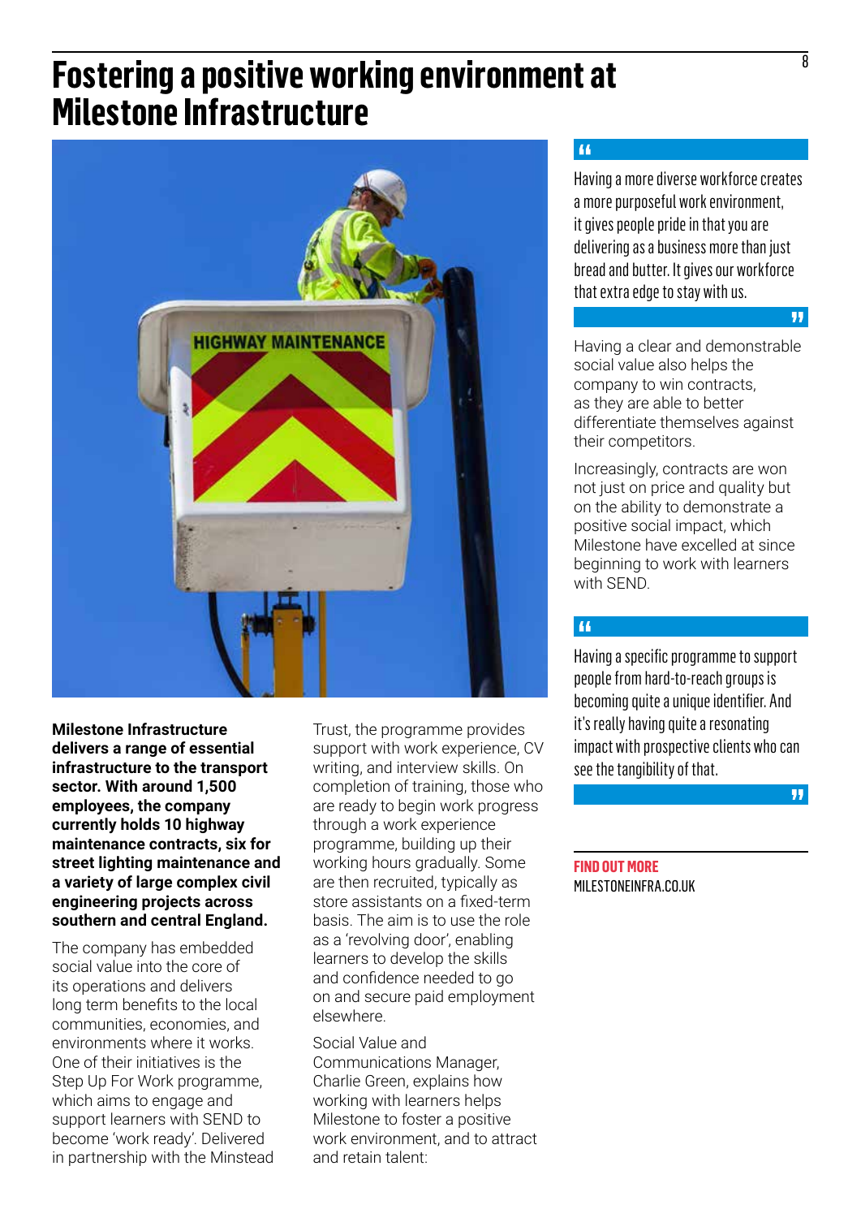# Fostering a positive working environment at Milestone Infrastructure

**Milestone Infrastructure delivers a range of essential infrastructure to the transport sector. With around 1,500 employees, the company currently holds 10 highway maintenance contracts, six for street lighting maintenance and a variety of large complex civil engineering projects across southern and central England.**

The company has embedded social value into the core of its operations and delivers long term benefits to the local communities, economies, and environments where it works. One of their initiatives is the Step Up For Work programme, which aims to engage and support learners with SEND to become 'work ready'. Delivered in partnership with the Minstead Trust, the programme provides support with work experience, CV writing, and interview skills. On completion of training, those who are ready to begin work progress through a work experience programme, building up their working hours gradually. Some are then recruited, typically as store assistants on a fixed-term basis. The aim is to use the role as a 'revolving door', enabling learners to develop the skills and confidence needed to go on and secure paid employment elsewhere.

Social Value and Communications Manager, Charlie Green, explains how working with learners helps Milestone to foster a positive work environment, and to attract and retain talent:

> Having a more diverse workforce creates a more purposeful work environment, it gives people pride in that you are delivering as a business more than just bread and butter. It gives our workforce that extra edge to stay with us.

Having a clear and demonstrable social value also helps the company to win contracts, as they are able to better differentiate themselves against their competitors.

Increasingly, contracts are won not just on price and quality but on the ability to demonstrate a positive social impact, which Milestone have excelled at since beginning to work with learners with SEND.

> Having a specific programme to support people from hard-to-reach groups is becoming quite a unique identifier. And it's really having quite a resonating impact with prospective clients who can see the tangibility of that.

**FIND OUT MORE**
MILESTONEINFRA.CO.UK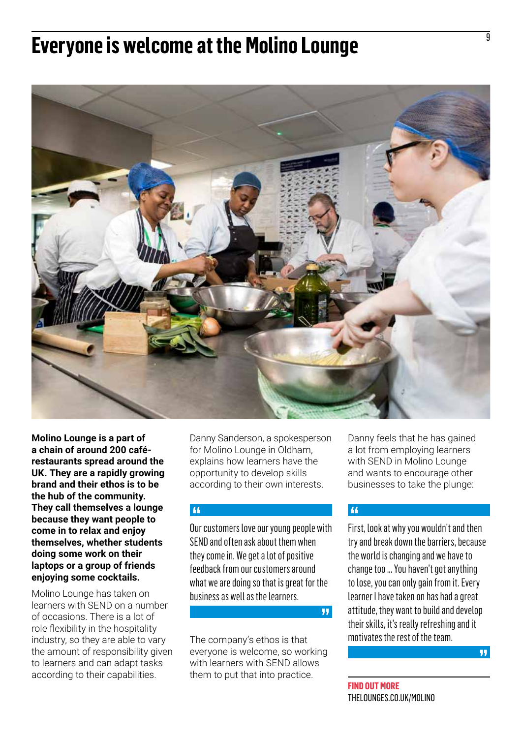# Everyone is welcome at the Molino Lounge

**Molino Lounge is a part of a chain of around 200 café-restaurants spread around the UK. They are a rapidly growing brand and their ethos is to be the hub of the community. They call themselves a lounge because they want people to come in to relax and enjoy themselves, whether students doing some work on their laptops or a group of friends enjoying some cocktails.**

Molino Lounge has taken on learners with SEND on a number of occasions. There is a lot of role flexibility in the hospitality industry, so they are able to vary the amount of responsibility given to learners and can adapt tasks according to their capabilities.

Danny Sanderson, a spokesperson for Molino Lounge in Oldham, explains how learners have the opportunity to develop skills according to their own interests.

> Our customers love our young people with SEND and often ask about them when they come in. We get a lot of positive feedback from our customers around what we are doing so that is great for the business as well as the learners.

The company's ethos is that everyone is welcome, so working with learners with SEND allows them to put that into practice.

Danny feels that he has gained a lot from employing learners with SEND in Molino Lounge and wants to encourage other businesses to take the plunge:

> First, look at why you wouldn't and then try and break down the barriers, because the world is changing and we have to change too ... You haven't got anything to lose, you can only gain from it. Every learner I have taken on has had a great attitude, they want to build and develop their skills, it's really refreshing and it motivates the rest of the team.

**FIND OUT MORE**
THELOUNGES.CO.UK/MOLINO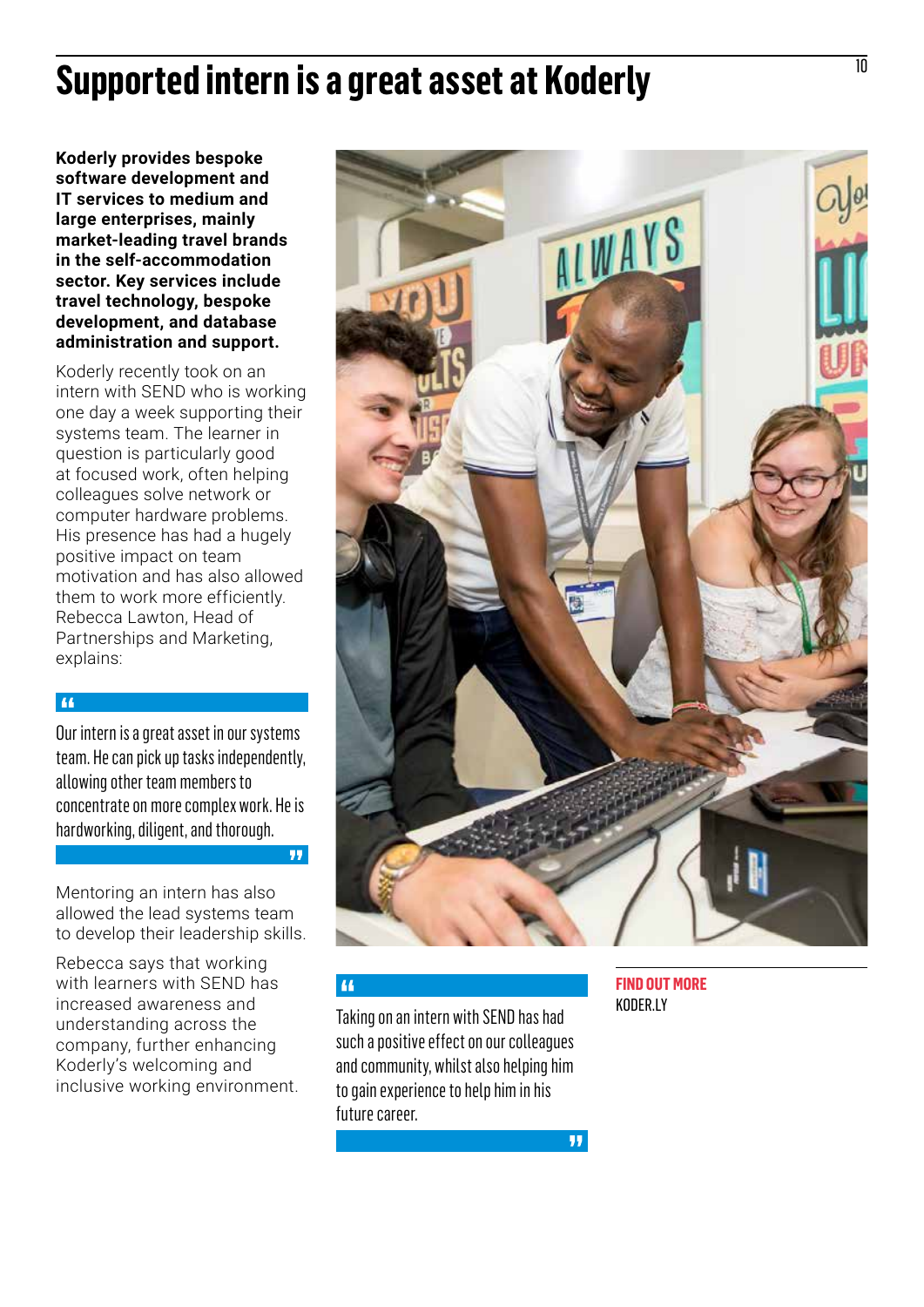# Supported intern is a great asset at Koderly

**Koderly provides bespoke software development and IT services to medium and large enterprises, mainly market-leading travel brands in the self-accommodation sector. Key services include travel technology, bespoke development, and database administration and support.**

Koderly recently took on an intern with SEND who is working one day a week supporting their systems team. The learner in question is particularly good at focused work, often helping colleagues solve network or computer hardware problems. His presence has had a hugely positive impact on team motivation and has also allowed them to work more efficiently. Rebecca Lawton, Head of Partnerships and Marketing, explains:

> Our intern is a great asset in our systems team. He can pick up tasks independently, allowing other team members to concentrate on more complex work. He is hardworking, diligent, and thorough.

Mentoring an intern has also allowed the lead systems team to develop their leadership skills.

Rebecca says that working with learners with SEND has increased awareness and understanding across the company, further enhancing Koderly's welcoming and inclusive working environment.

> Taking on an intern with SEND has had such a positive effect on our colleagues and community, whilst also helping him to gain experience to help him in his future career.

**FIND OUT MORE**
KODER.LY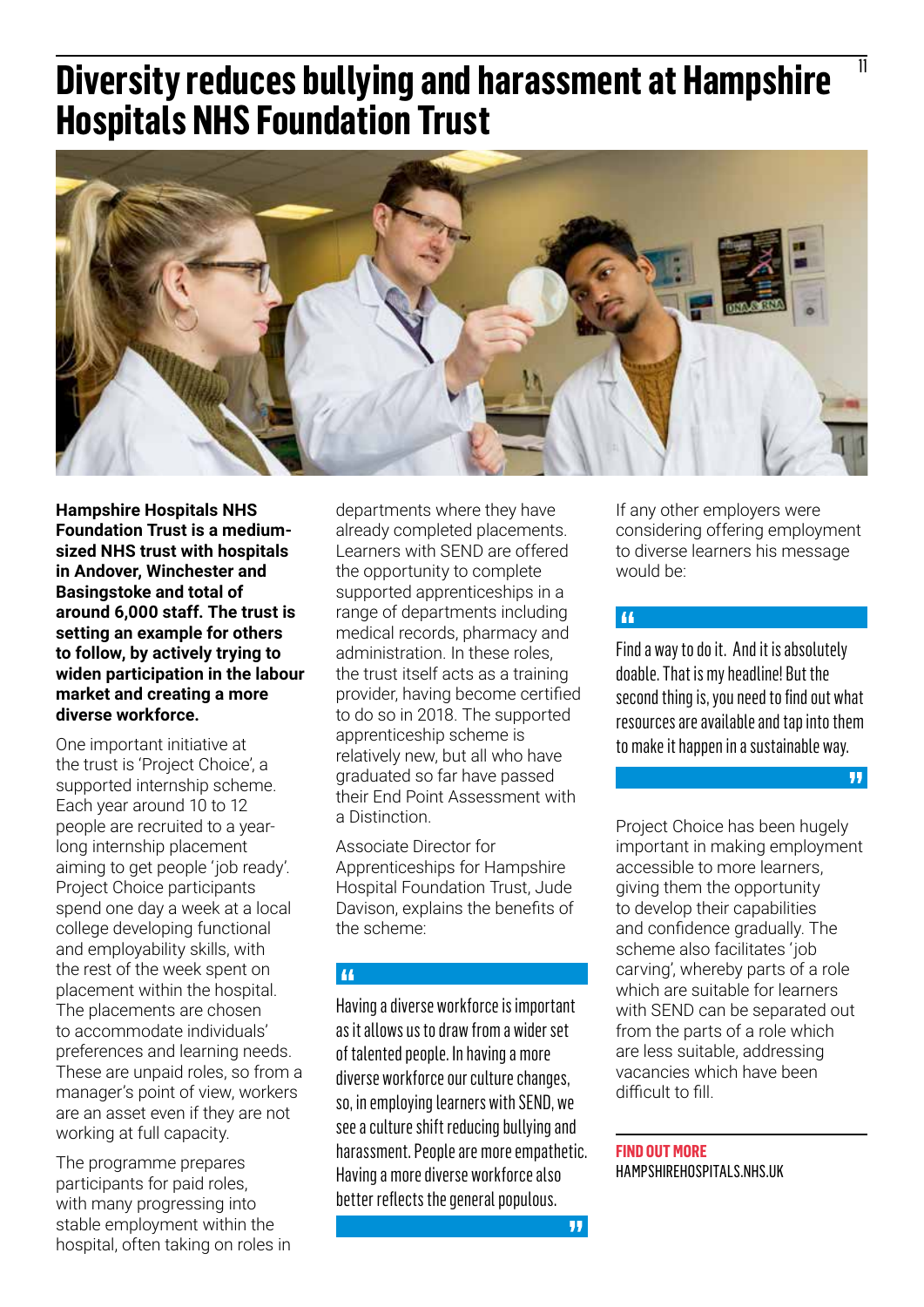# Diversity reduces bullying and harassment at Hampshire Hospitals NHS Foundation Trust

**Hampshire Hospitals NHS Foundation Trust is a medium-sized NHS trust with hospitals in Andover, Winchester and Basingstoke and total of around 6,000 staff. The trust is setting an example for others to follow, by actively trying to widen participation in the labour market and creating a more diverse workforce.**

One important initiative at the trust is 'Project Choice', a supported internship scheme. Each year around 10 to 12 people are recruited to a year-long internship placement aiming to get people 'job ready'. Project Choice participants spend one day a week at a local college developing functional and employability skills, with the rest of the week spent on placement within the hospital. The placements are chosen to accommodate individuals' preferences and learning needs. These are unpaid roles, so from a manager's point of view, workers are an asset even if they are not working at full capacity.

The programme prepares participants for paid roles, with many progressing into stable employment within the hospital, often taking on roles in departments where they have already completed placements. Learners with SEND are offered the opportunity to complete supported apprenticeships in a range of departments including medical records, pharmacy and administration. In these roles, the trust itself acts as a training provider, having become certified to do so in 2018. The supported apprenticeship scheme is relatively new, but all who have graduated so far have passed their End Point Assessment with a Distinction.

Associate Director for Apprenticeships for Hampshire Hospital Foundation Trust, Jude Davison, explains the benefits of the scheme:

> Having a diverse workforce is important as it allows us to draw from a wider set of talented people. In having a more diverse workforce our culture changes, so, in employing learners with SEND, we see a culture shift reducing bullying and harassment. People are more empathetic. Having a more diverse workforce also better reflects the general populous.

If any other employers were considering offering employment to diverse learners his message would be:

> Find a way to do it. And it is absolutely doable. That is my headline! But the second thing is, you need to find out what resources are available and tap into them to make it happen in a sustainable way.

Project Choice has been hugely important in making employment accessible to more learners, giving them the opportunity to develop their capabilities and confidence gradually. The scheme also facilitates 'job carving', whereby parts of a role which are suitable for learners with SEND can be separated out from the parts of a role which are less suitable, addressing vacancies which have been difficult to fill.

**FIND OUT MORE**
HAMPSHIREHOSPITALS.NHS.UK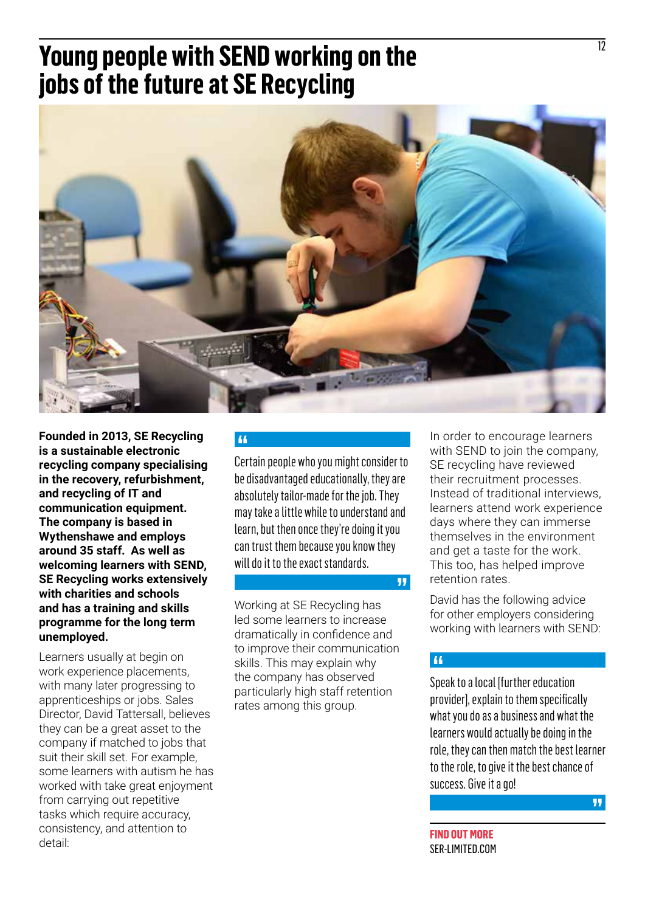# Young people with SEND working on the jobs of the future at SE Recycling

**Founded in 2013, SE Recycling is a sustainable electronic recycling company specialising in the recovery, refurbishment, and recycling of IT and communication equipment. The company is based in Wythenshawe and employs around 35 staff. As well as welcoming learners with SEND, SE Recycling works extensively with charities and schools and has a training and skills programme for the long term unemployed.**

Learners usually at begin on work experience placements, with many later progressing to apprenticeships or jobs. Sales Director, David Tattersall, believes they can be a great asset to the company if matched to jobs that suit their skill set. For example, some learners with autism he has worked with take great enjoyment from carrying out repetitive tasks which require accuracy, consistency, and attention to detail:

> Certain people who you might consider to be disadvantaged educationally, they are absolutely tailor-made for the job. They may take a little while to understand and learn, but then once they're doing it you can trust them because you know they will do it to the exact standards.

Working at SE Recycling has led some learners to increase dramatically in confidence and to improve their communication skills. This may explain why the company has observed particularly high staff retention rates among this group.

In order to encourage learners with SEND to join the company, SE recycling have reviewed their recruitment processes. Instead of traditional interviews, learners attend work experience days where they can immerse themselves in the environment and get a taste for the work. This too, has helped improve retention rates.

David has the following advice for other employers considering working with learners with SEND:

> Speak to a local [further education provider], explain to them specifically what you do as a business and what the learners would actually be doing in the role, they can then match the best learner to the role, to give it the best chance of success. Give it a go!

**FIND OUT MORE**
SER-LIMITED.COM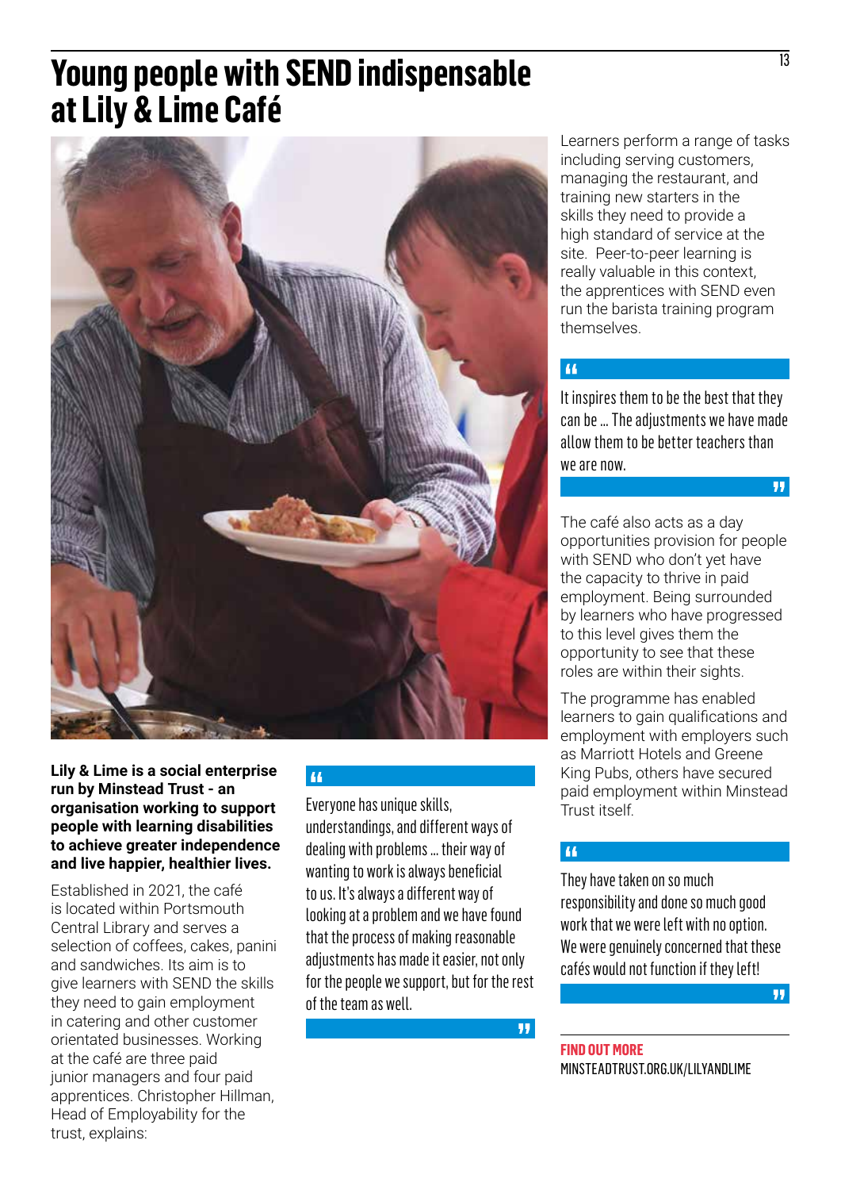# Young people with SEND indispensable at Lily & Lime Café

**Lily & Lime is a social enterprise run by Minstead Trust - an organisation working to support people with learning disabilities to achieve greater independence and live happier, healthier lives.**

Established in 2021, the café is located within Portsmouth Central Library and serves a selection of coffees, cakes, panini and sandwiches. Its aim is to give learners with SEND the skills they need to gain employment in catering and other customer orientated businesses. Working at the café are three paid junior managers and four paid apprentices. Christopher Hillman, Head of Employability for the trust, explains:

> Everyone has unique skills, understandings, and different ways of dealing with problems ... their way of wanting to work is always beneficial to us. It's always a different way of looking at a problem and we have found that the process of making reasonable adjustments has made it easier, not only for the people we support, but for the rest of the team as well.

Learners perform a range of tasks including serving customers, managing the restaurant, and training new starters in the skills they need to provide a high standard of service at the site. Peer-to-peer learning is really valuable in this context, the apprentices with SEND even run the barista training program themselves.

> It inspires them to be the best that they can be ... The adjustments we have made allow them to be better teachers than we are now.

The café also acts as a day opportunities provision for people with SEND who don't yet have the capacity to thrive in paid employment. Being surrounded by learners who have progressed to this level gives them the opportunity to see that these roles are within their sights.

The programme has enabled learners to gain qualifications and employment with employers such as Marriott Hotels and Greene King Pubs, others have secured paid employment within Minstead Trust itself.

> They have taken on so much responsibility and done so much good work that we were left with no option. We were genuinely concerned that these cafés would not function if they left!

**FIND OUT MORE**

MINSTEADTRUST.ORG.UK/LILYANDLIME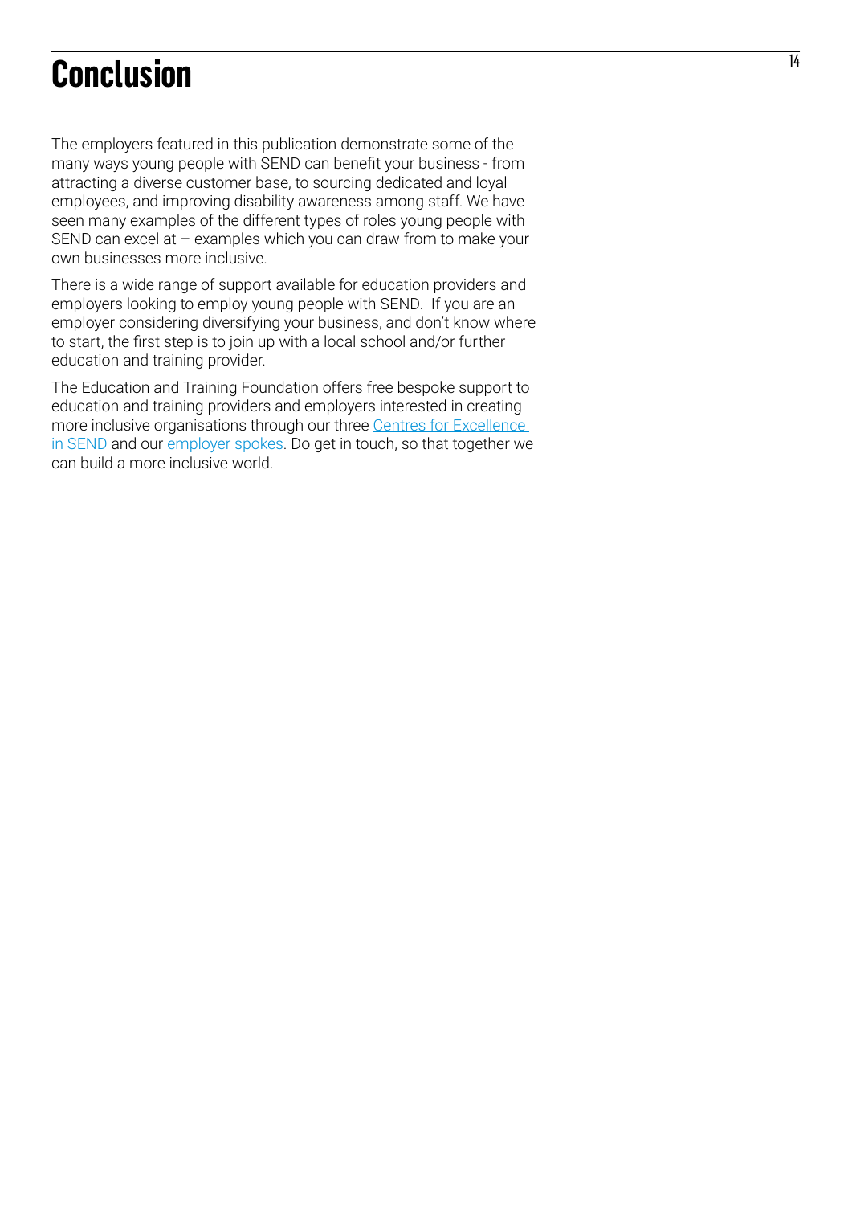# Conclusion

The employers featured in this publication demonstrate some of the many ways young people with SEND can benefit your business - from attracting a diverse customer base, to sourcing dedicated and loyal employees, and improving disability awareness among staff. We have seen many examples of the different types of roles young people with SEND can excel at – examples which you can draw from to make your own businesses more inclusive.

There is a wide range of support available for education providers and employers looking to employ young people with SEND. If you are an employer considering diversifying your business, and don't know where to start, the first step is to join up with a local school and/or further education and training provider.

The Education and Training Foundation offers free bespoke support to education and training providers and employers interested in creating more inclusive organisations through our three Centres for Excellence in SEND and our employer spokes. Do get in touch, so that together we can build a more inclusive world.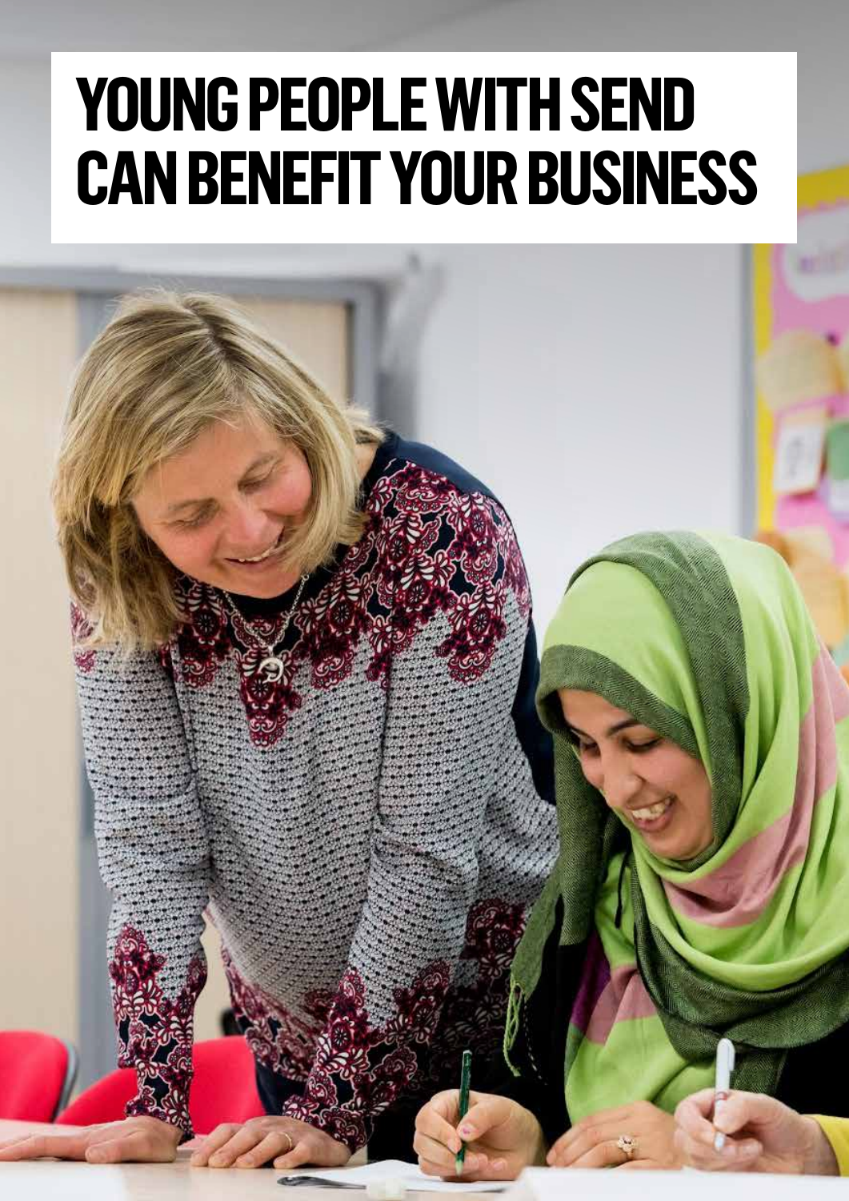# YOUNG PEOPLE WITH SEND CAN BENEFIT YOUR BUSINESS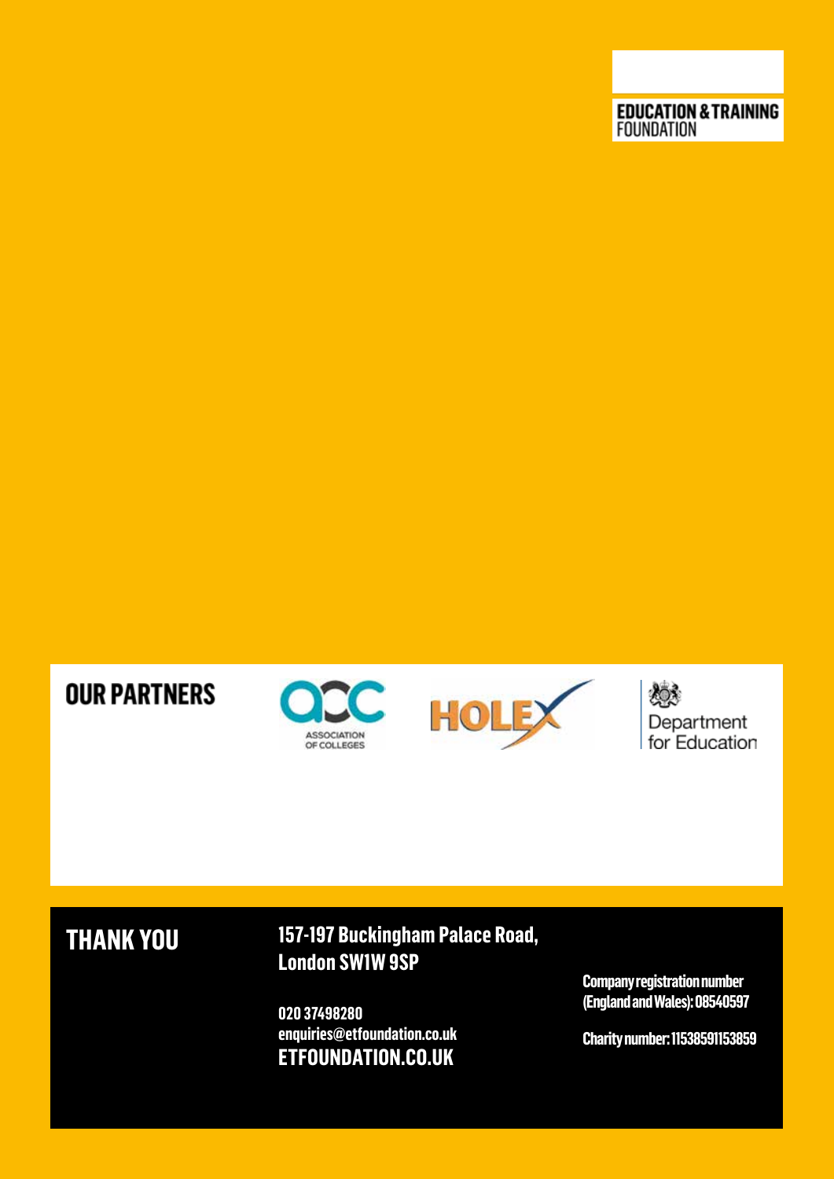EDUCATION & TRAINING FOUNDATION

## OUR PARTNERS

ASSOCIATION OF COLLEGES

HOLEX

Department for Education

## THANK YOU

157-197 Buckingham Palace Road, London SW1W 9SP

020 37498280
enquiries@etfoundation.co.uk
ETFOUNDATION.CO.UK

Company registration number (England and Wales): 08540597

Charity number: 11538591153859